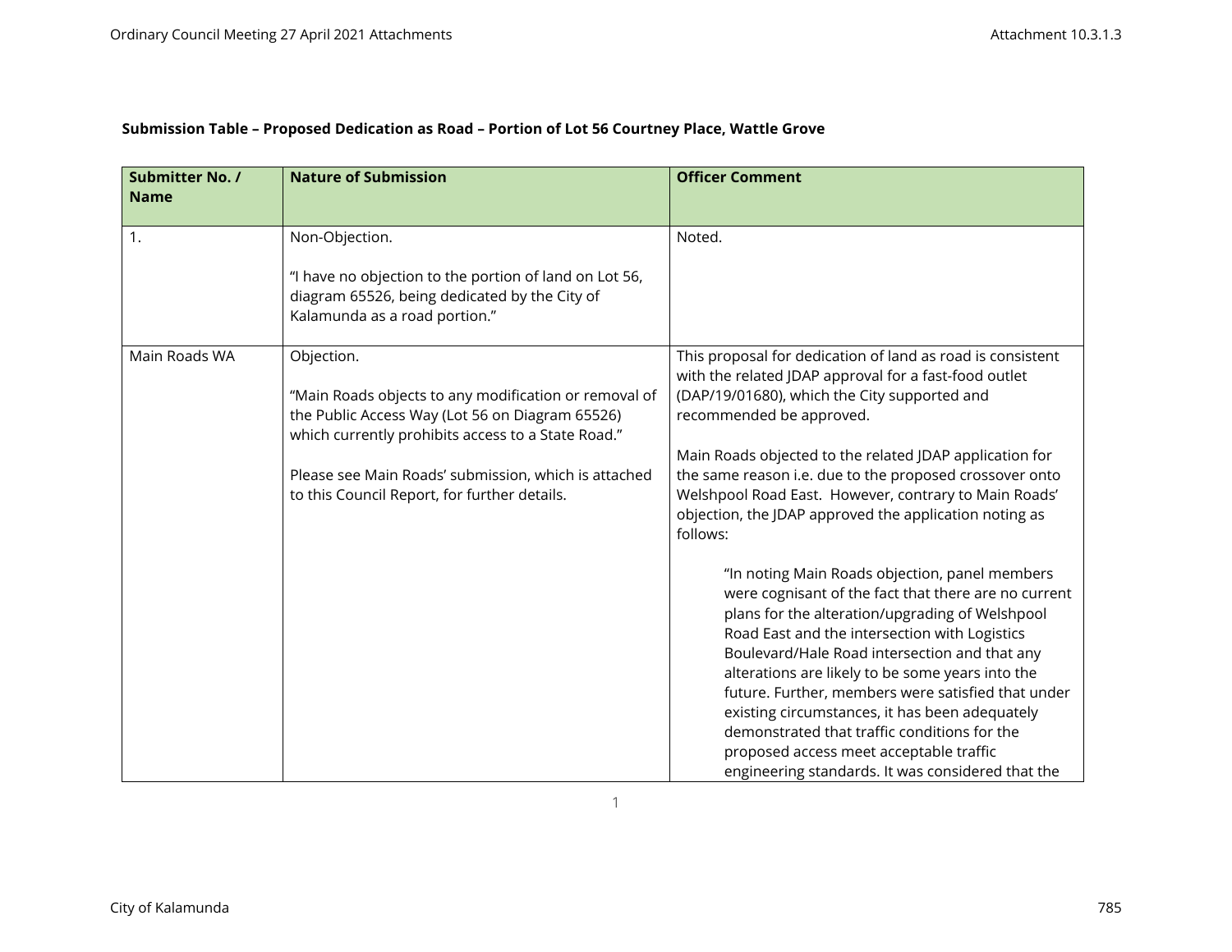**Submission Table – Proposed Dedication as Road – Portion of Lot 56 Courtney Place, Wattle Grove**

| Submitter No. / Name | Nature of Submission | Officer Comment |
|---|---|---|
| 1. | Non-Objection.<br><br>"I have no objection to the portion of land on Lot 56, diagram 65526, being dedicated by the City of Kalamunda as a road portion." | Noted. |
| Main Roads WA | Objection.<br><br>"Main Roads objects to any modification or removal of the Public Access Way (Lot 56 on Diagram 65526) which currently prohibits access to a State Road."<br><br>Please see Main Roads' submission, which is attached to this Council Report, for further details. | This proposal for dedication of land as road is consistent with the related JDAP approval for a fast-food outlet (DAP/19/01680), which the City supported and recommended be approved.<br><br>Main Roads objected to the related JDAP application for the same reason i.e. due to the proposed crossover onto Welshpool Road East. However, contrary to Main Roads' objection, the JDAP approved the application noting as follows:<br><br>"In noting Main Roads objection, panel members were cognisant of the fact that there are no current plans for the alteration/upgrading of Welshpool Road East and the intersection with Logistics Boulevard/Hale Road intersection and that any alterations are likely to be some years into the future. Further, members were satisfied that under existing circumstances, it has been adequately demonstrated that traffic conditions for the proposed access meet acceptable traffic engineering standards. It was considered that the |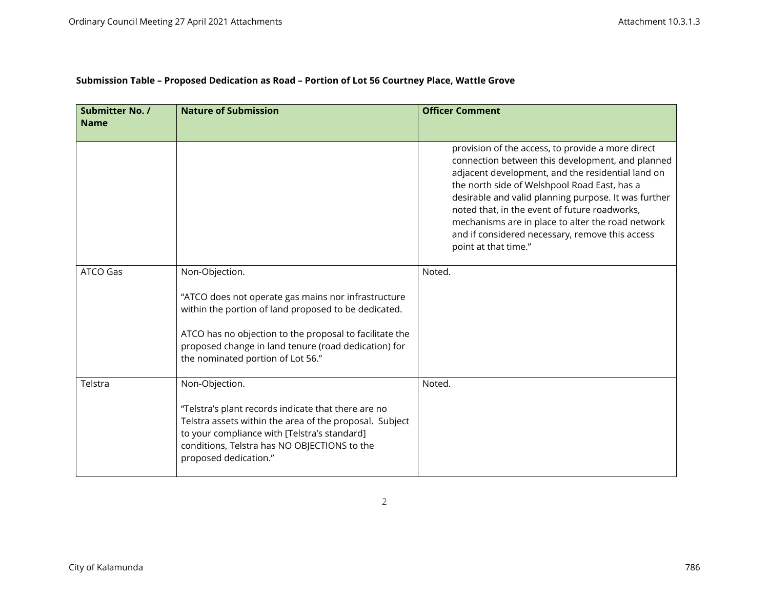**Submission Table – Proposed Dedication as Road – Portion of Lot 56 Courtney Place, Wattle Grove**

| Submitter No. / Name | Nature of Submission | Officer Comment |
| --- | --- | --- |
| | | provision of the access, to provide a more direct connection between this development, and planned adjacent development, and the residential land on the north side of Welshpool Road East, has a desirable and valid planning purpose. It was further noted that, in the event of future roadworks, mechanisms are in place to alter the road network and if considered necessary, remove this access point at that time." |
| ATCO Gas | Non-Objection.<br><br>"ATCO does not operate gas mains nor infrastructure within the portion of land proposed to be dedicated.<br><br>ATCO has no objection to the proposal to facilitate the proposed change in land tenure (road dedication) for the nominated portion of Lot 56." | Noted. |
| Telstra | Non-Objection.<br><br>"Telstra's plant records indicate that there are no Telstra assets within the area of the proposal. Subject to your compliance with [Telstra's standard] conditions, Telstra has NO OBJECTIONS to the proposed dedication." | Noted. |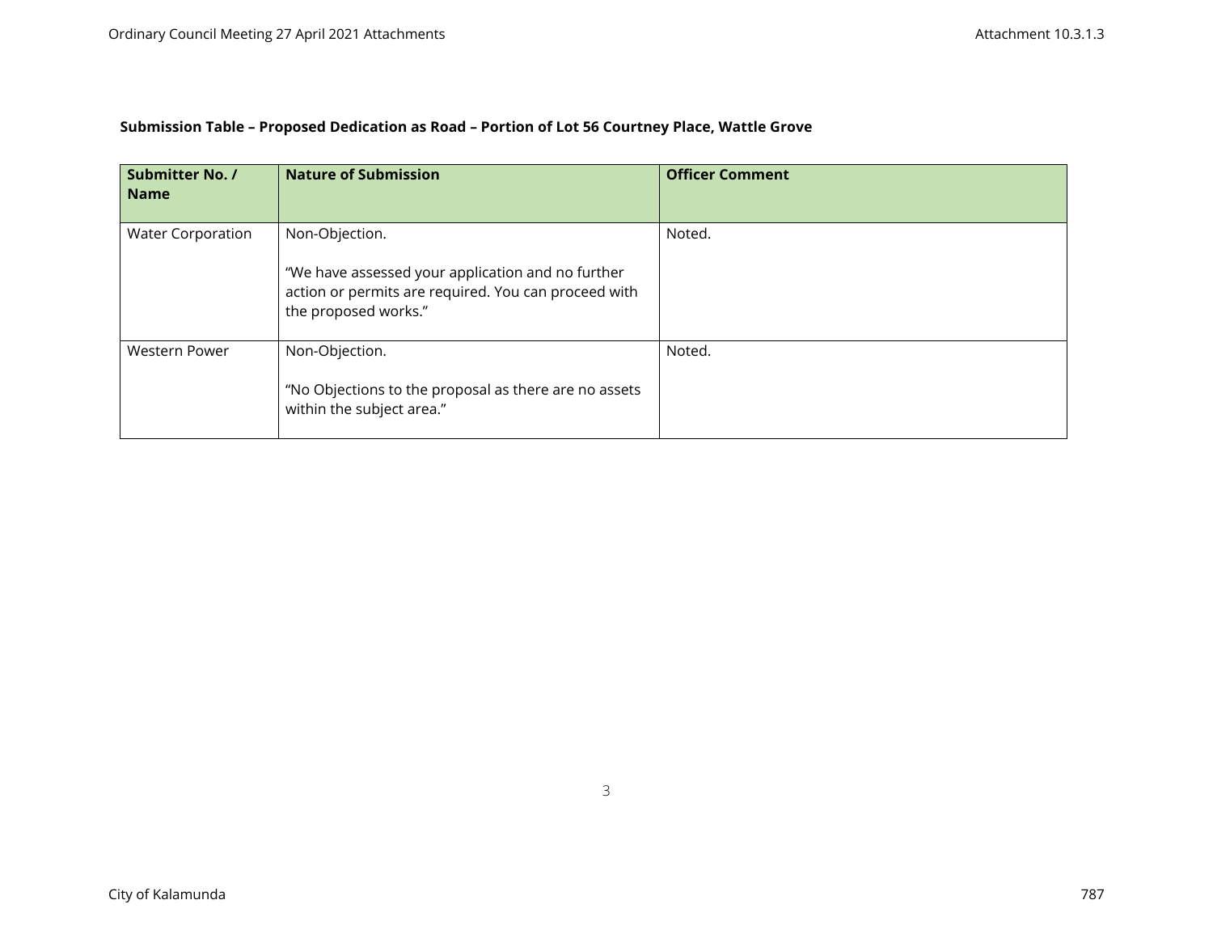**Submission Table – Proposed Dedication as Road – Portion of Lot 56 Courtney Place, Wattle Grove**

| Submitter No. / Name | Nature of Submission | Officer Comment |
|---|---|---|
| Water Corporation | Non-Objection.<br><br>"We have assessed your application and no further action or permits are required. You can proceed with the proposed works." | Noted. |
| Western Power | Non-Objection.<br><br>"No Objections to the proposal as there are no assets within the subject area." | Noted. |